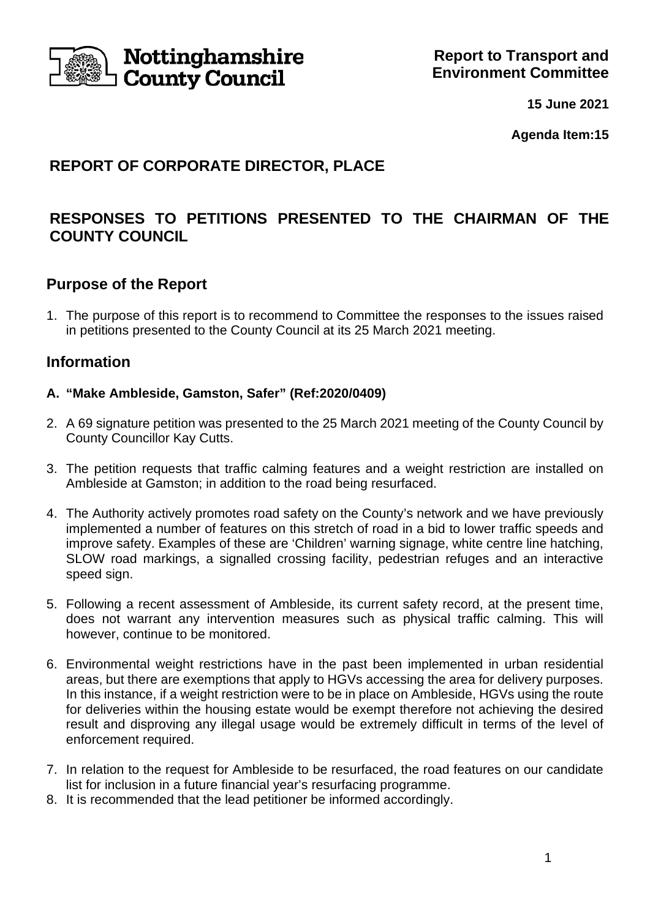Nottinghamshire County Council

**Report to Transport and Environment Committee**

**15 June 2021**

**Agenda Item:15**

## REPORT OF CORPORATE DIRECTOR, PLACE

## RESPONSES TO PETITIONS PRESENTED TO THE CHAIRMAN OF THE COUNTY COUNCIL

### Purpose of the Report

1. The purpose of this report is to recommend to Committee the responses to the issues raised in petitions presented to the County Council at its 25 March 2021 meeting.

### Information

**A. "Make Ambleside, Gamston, Safer" (Ref:2020/0409)**

2. A 69 signature petition was presented to the 25 March 2021 meeting of the County Council by County Councillor Kay Cutts.

3. The petition requests that traffic calming features and a weight restriction are installed on Ambleside at Gamston; in addition to the road being resurfaced.

4. The Authority actively promotes road safety on the County's network and we have previously implemented a number of features on this stretch of road in a bid to lower traffic speeds and improve safety. Examples of these are 'Children' warning signage, white centre line hatching, SLOW road markings, a signalled crossing facility, pedestrian refuges and an interactive speed sign.

5. Following a recent assessment of Ambleside, its current safety record, at the present time, does not warrant any intervention measures such as physical traffic calming. This will however, continue to be monitored.

6. Environmental weight restrictions have in the past been implemented in urban residential areas, but there are exemptions that apply to HGVs accessing the area for delivery purposes. In this instance, if a weight restriction were to be in place on Ambleside, HGVs using the route for deliveries within the housing estate would be exempt therefore not achieving the desired result and disproving any illegal usage would be extremely difficult in terms of the level of enforcement required.

7. In relation to the request for Ambleside to be resurfaced, the road features on our candidate list for inclusion in a future financial year's resurfacing programme.
8. It is recommended that the lead petitioner be informed accordingly.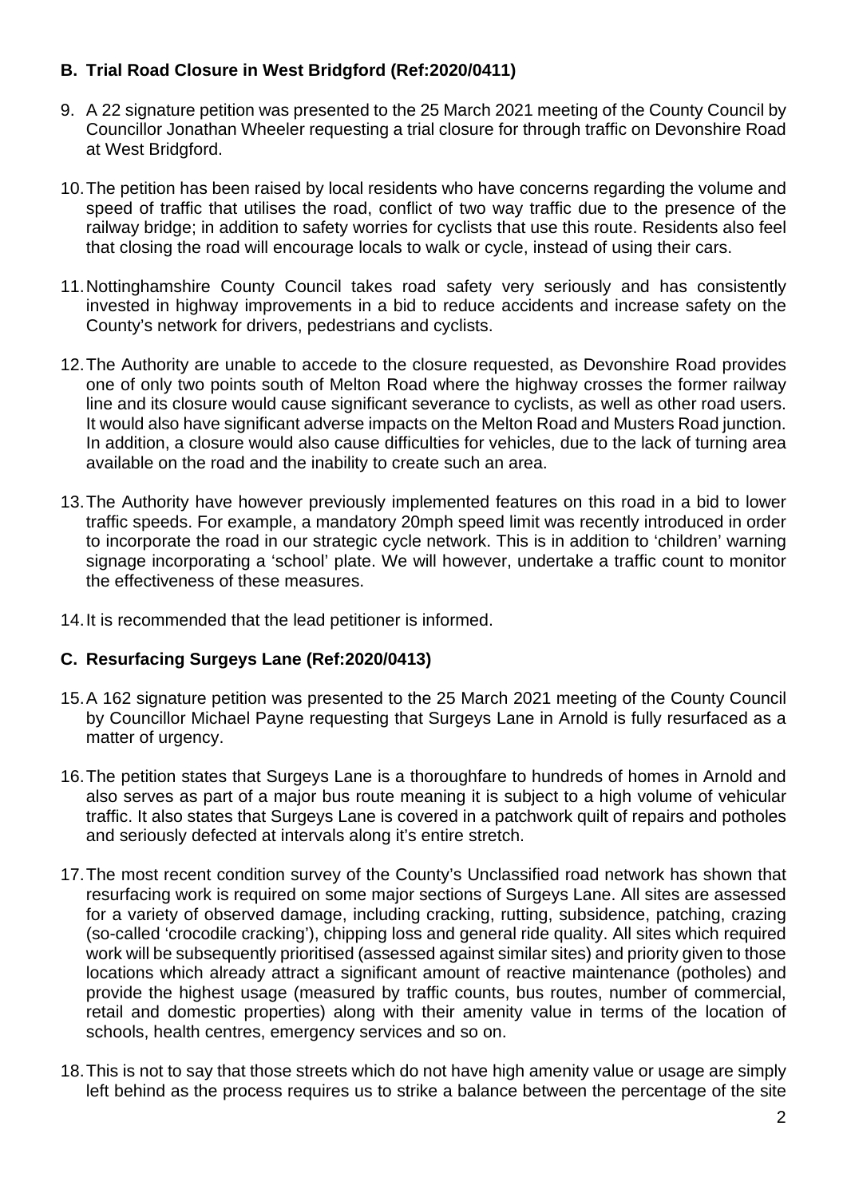## B. Trial Road Closure in West Bridgford (Ref:2020/0411)

9. A 22 signature petition was presented to the 25 March 2021 meeting of the County Council by Councillor Jonathan Wheeler requesting a trial closure for through traffic on Devonshire Road at West Bridgford.

10. The petition has been raised by local residents who have concerns regarding the volume and speed of traffic that utilises the road, conflict of two way traffic due to the presence of the railway bridge; in addition to safety worries for cyclists that use this route. Residents also feel that closing the road will encourage locals to walk or cycle, instead of using their cars.

11. Nottinghamshire County Council takes road safety very seriously and has consistently invested in highway improvements in a bid to reduce accidents and increase safety on the County's network for drivers, pedestrians and cyclists.

12. The Authority are unable to accede to the closure requested, as Devonshire Road provides one of only two points south of Melton Road where the highway crosses the former railway line and its closure would cause significant severance to cyclists, as well as other road users. It would also have significant adverse impacts on the Melton Road and Musters Road junction. In addition, a closure would also cause difficulties for vehicles, due to the lack of turning area available on the road and the inability to create such an area.

13. The Authority have however previously implemented features on this road in a bid to lower traffic speeds. For example, a mandatory 20mph speed limit was recently introduced in order to incorporate the road in our strategic cycle network. This is in addition to 'children' warning signage incorporating a 'school' plate. We will however, undertake a traffic count to monitor the effectiveness of these measures.

14. It is recommended that the lead petitioner is informed.

## C. Resurfacing Surgeys Lane (Ref:2020/0413)

15. A 162 signature petition was presented to the 25 March 2021 meeting of the County Council by Councillor Michael Payne requesting that Surgeys Lane in Arnold is fully resurfaced as a matter of urgency.

16. The petition states that Surgeys Lane is a thoroughfare to hundreds of homes in Arnold and also serves as part of a major bus route meaning it is subject to a high volume of vehicular traffic. It also states that Surgeys Lane is covered in a patchwork quilt of repairs and potholes and seriously defected at intervals along it's entire stretch.

17. The most recent condition survey of the County's Unclassified road network has shown that resurfacing work is required on some major sections of Surgeys Lane. All sites are assessed for a variety of observed damage, including cracking, rutting, subsidence, patching, crazing (so-called 'crocodile cracking'), chipping loss and general ride quality. All sites which required work will be subsequently prioritised (assessed against similar sites) and priority given to those locations which already attract a significant amount of reactive maintenance (potholes) and provide the highest usage (measured by traffic counts, bus routes, number of commercial, retail and domestic properties) along with their amenity value in terms of the location of schools, health centres, emergency services and so on.

18. This is not to say that those streets which do not have high amenity value or usage are simply left behind as the process requires us to strike a balance between the percentage of the site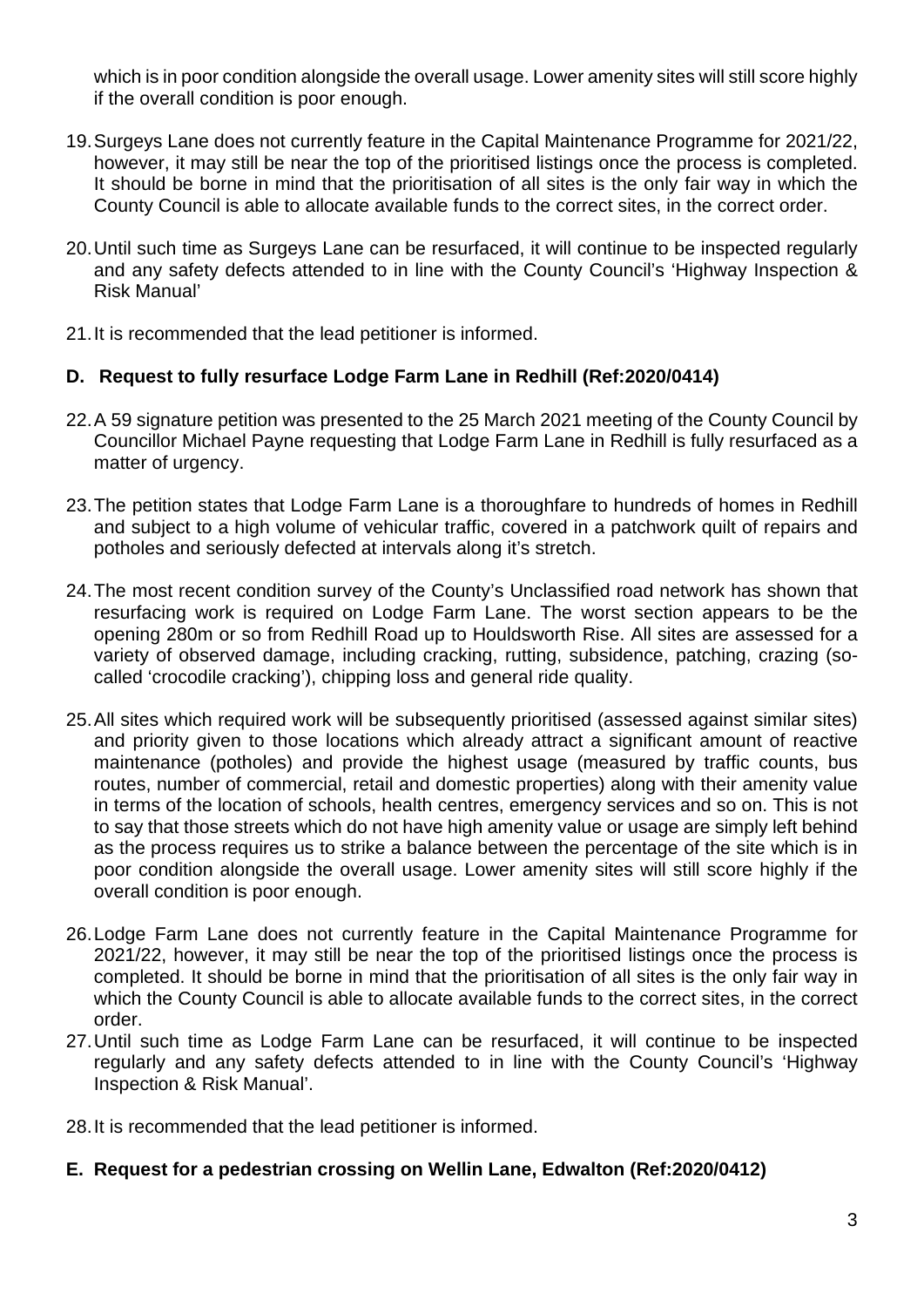which is in poor condition alongside the overall usage. Lower amenity sites will still score highly if the overall condition is poor enough.

19. Surgeys Lane does not currently feature in the Capital Maintenance Programme for 2021/22, however, it may still be near the top of the prioritised listings once the process is completed. It should be borne in mind that the prioritisation of all sites is the only fair way in which the County Council is able to allocate available funds to the correct sites, in the correct order.

20. Until such time as Surgeys Lane can be resurfaced, it will continue to be inspected regularly and any safety defects attended to in line with the County Council's 'Highway Inspection & Risk Manual'

21. It is recommended that the lead petitioner is informed.

### D. Request to fully resurface Lodge Farm Lane in Redhill (Ref:2020/0414)

22. A 59 signature petition was presented to the 25 March 2021 meeting of the County Council by Councillor Michael Payne requesting that Lodge Farm Lane in Redhill is fully resurfaced as a matter of urgency.

23. The petition states that Lodge Farm Lane is a thoroughfare to hundreds of homes in Redhill and subject to a high volume of vehicular traffic, covered in a patchwork quilt of repairs and potholes and seriously defected at intervals along it's stretch.

24. The most recent condition survey of the County's Unclassified road network has shown that resurfacing work is required on Lodge Farm Lane. The worst section appears to be the opening 280m or so from Redhill Road up to Houldsworth Rise. All sites are assessed for a variety of observed damage, including cracking, rutting, subsidence, patching, crazing (so-called 'crocodile cracking'), chipping loss and general ride quality.

25. All sites which required work will be subsequently prioritised (assessed against similar sites) and priority given to those locations which already attract a significant amount of reactive maintenance (potholes) and provide the highest usage (measured by traffic counts, bus routes, number of commercial, retail and domestic properties) along with their amenity value in terms of the location of schools, health centres, emergency services and so on. This is not to say that those streets which do not have high amenity value or usage are simply left behind as the process requires us to strike a balance between the percentage of the site which is in poor condition alongside the overall usage. Lower amenity sites will still score highly if the overall condition is poor enough.

26. Lodge Farm Lane does not currently feature in the Capital Maintenance Programme for 2021/22, however, it may still be near the top of the prioritised listings once the process is completed. It should be borne in mind that the prioritisation of all sites is the only fair way in which the County Council is able to allocate available funds to the correct sites, in the correct order.

27. Until such time as Lodge Farm Lane can be resurfaced, it will continue to be inspected regularly and any safety defects attended to in line with the County Council's 'Highway Inspection & Risk Manual'.

28. It is recommended that the lead petitioner is informed.

### E. Request for a pedestrian crossing on Wellin Lane, Edwalton (Ref:2020/0412)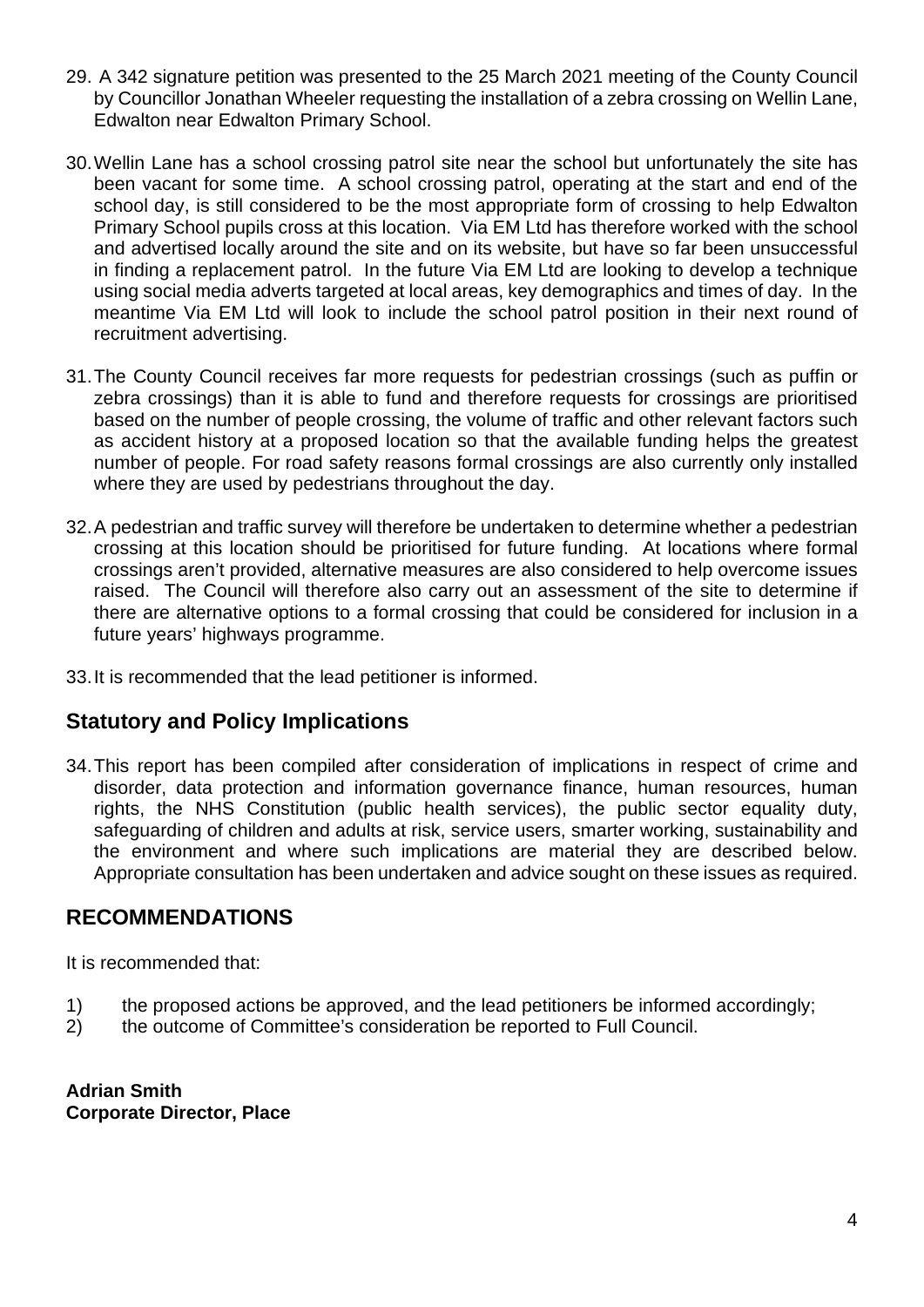29. A 342 signature petition was presented to the 25 March 2021 meeting of the County Council by Councillor Jonathan Wheeler requesting the installation of a zebra crossing on Wellin Lane, Edwalton near Edwalton Primary School.

30. Wellin Lane has a school crossing patrol site near the school but unfortunately the site has been vacant for some time. A school crossing patrol, operating at the start and end of the school day, is still considered to be the most appropriate form of crossing to help Edwalton Primary School pupils cross at this location. Via EM Ltd has therefore worked with the school and advertised locally around the site and on its website, but have so far been unsuccessful in finding a replacement patrol. In the future Via EM Ltd are looking to develop a technique using social media adverts targeted at local areas, key demographics and times of day. In the meantime Via EM Ltd will look to include the school patrol position in their next round of recruitment advertising.

31. The County Council receives far more requests for pedestrian crossings (such as puffin or zebra crossings) than it is able to fund and therefore requests for crossings are prioritised based on the number of people crossing, the volume of traffic and other relevant factors such as accident history at a proposed location so that the available funding helps the greatest number of people. For road safety reasons formal crossings are also currently only installed where they are used by pedestrians throughout the day.

32. A pedestrian and traffic survey will therefore be undertaken to determine whether a pedestrian crossing at this location should be prioritised for future funding. At locations where formal crossings aren't provided, alternative measures are also considered to help overcome issues raised. The Council will therefore also carry out an assessment of the site to determine if there are alternative options to a formal crossing that could be considered for inclusion in a future years' highways programme.

33. It is recommended that the lead petitioner is informed.

## Statutory and Policy Implications

34. This report has been compiled after consideration of implications in respect of crime and disorder, data protection and information governance finance, human resources, human rights, the NHS Constitution (public health services), the public sector equality duty, safeguarding of children and adults at risk, service users, smarter working, sustainability and the environment and where such implications are material they are described below. Appropriate consultation has been undertaken and advice sought on these issues as required.

## RECOMMENDATIONS

It is recommended that:

1) the proposed actions be approved, and the lead petitioners be informed accordingly;
2) the outcome of Committee's consideration be reported to Full Council.

**Adrian Smith**
**Corporate Director, Place**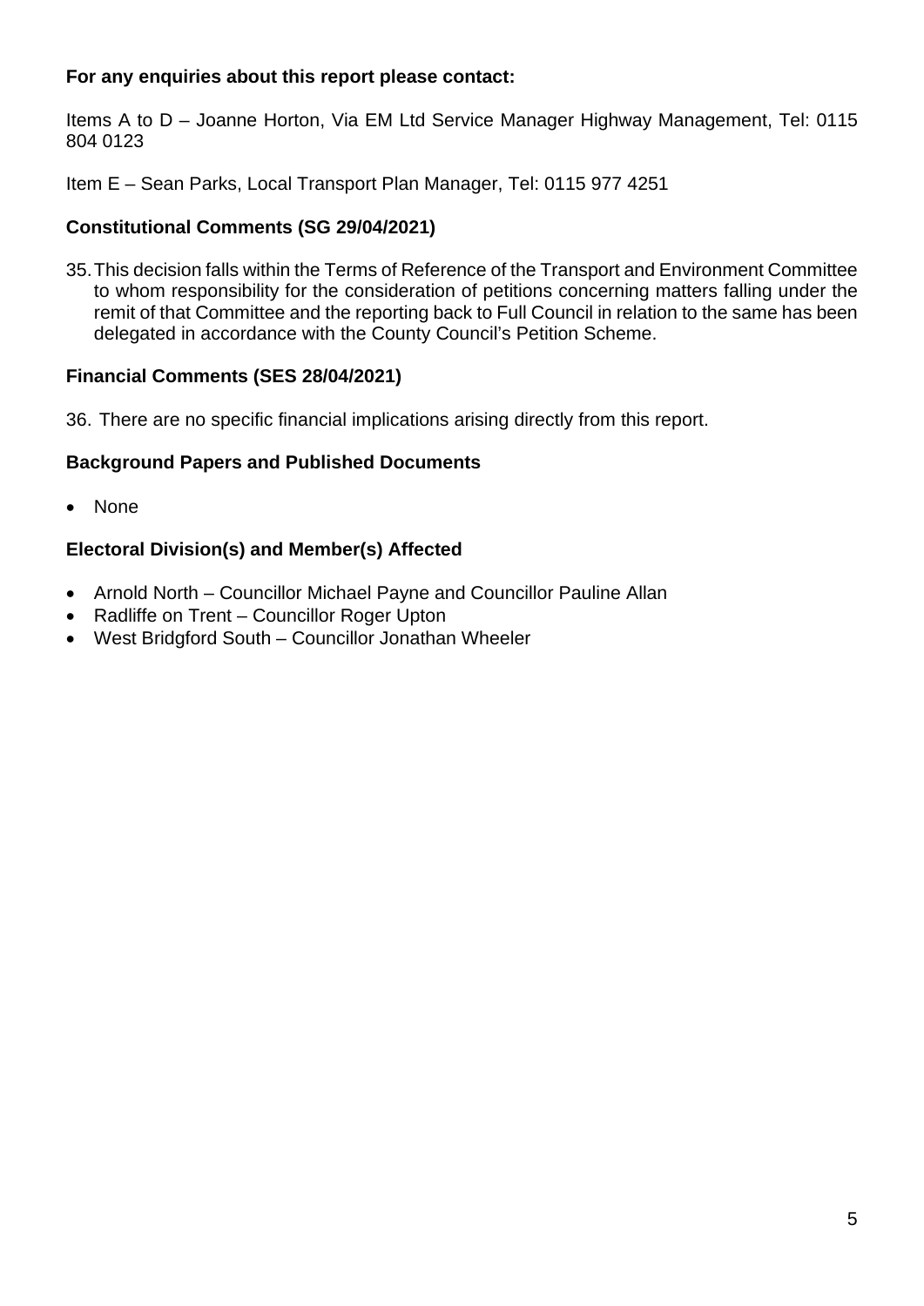**For any enquiries about this report please contact:**

Items A to D – Joanne Horton, Via EM Ltd Service Manager Highway Management, Tel: 0115 804 0123

Item E – Sean Parks, Local Transport Plan Manager, Tel: 0115 977 4251

**Constitutional Comments (SG 29/04/2021)**

35. This decision falls within the Terms of Reference of the Transport and Environment Committee to whom responsibility for the consideration of petitions concerning matters falling under the remit of that Committee and the reporting back to Full Council in relation to the same has been delegated in accordance with the County Council's Petition Scheme.

**Financial Comments (SES 28/04/2021)**

36. There are no specific financial implications arising directly from this report.

**Background Papers and Published Documents**

- None

**Electoral Division(s) and Member(s) Affected**

- Arnold North – Councillor Michael Payne and Councillor Pauline Allan
- Radliffe on Trent – Councillor Roger Upton
- West Bridgford South – Councillor Jonathan Wheeler